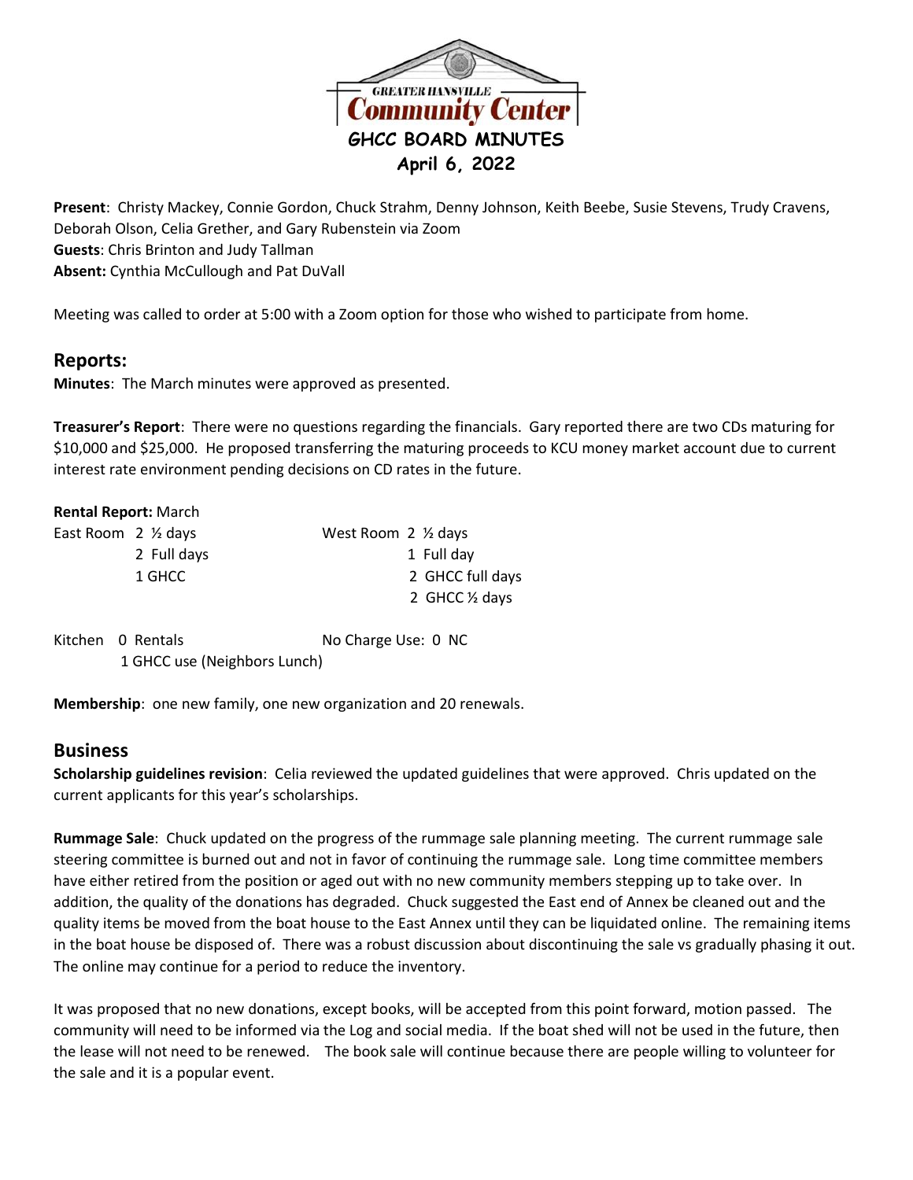GREATER HANSVILLE
Community Center

# GHCC BOARD MINUTES

**April 6, 2022**

**Present**: Christy Mackey, Connie Gordon, Chuck Strahm, Denny Johnson, Keith Beebe, Susie Stevens, Trudy Cravens, Deborah Olson, Celia Grether, and Gary Rubenstein via Zoom
**Guests**: Chris Brinton and Judy Tallman
**Absent:** Cynthia McCullough and Pat DuVall

Meeting was called to order at 5:00 with a Zoom option for those who wished to participate from home.

## Reports:

**Minutes**: The March minutes were approved as presented.

**Treasurer's Report**: There were no questions regarding the financials. Gary reported there are two CDs maturing for $10,000 and $25,000. He proposed transferring the maturing proceeds to KCU money market account due to current interest rate environment pending decisions on CD rates in the future.

**Rental Report:** March

| | | | |
|---|---|---|---|
| East Room | 2 ½ days | West Room | 2 ½ days |
| | 2 Full days | | 1 Full day |
| | 1 GHCC | | 2 GHCC full days |
| | | | 2 GHCC ½ days |
| Kitchen | 0 Rentals | No Charge Use: | 0 NC |
| | 1 GHCC use (Neighbors Lunch) | | |

**Membership**: one new family, one new organization and 20 renewals.

## Business

**Scholarship guidelines revision**: Celia reviewed the updated guidelines that were approved. Chris updated on the current applicants for this year's scholarships.

**Rummage Sale**: Chuck updated on the progress of the rummage sale planning meeting. The current rummage sale steering committee is burned out and not in favor of continuing the rummage sale. Long time committee members have either retired from the position or aged out with no new community members stepping up to take over. In addition, the quality of the donations has degraded. Chuck suggested the East end of Annex be cleaned out and the quality items be moved from the boat house to the East Annex until they can be liquidated online. The remaining items in the boat house be disposed of. There was a robust discussion about discontinuing the sale vs gradually phasing it out. The online may continue for a period to reduce the inventory.

It was proposed that no new donations, except books, will be accepted from this point forward, motion passed. The community will need to be informed via the Log and social media. If the boat shed will not be used in the future, then the lease will not need to be renewed. The book sale will continue because there are people willing to volunteer for the sale and it is a popular event.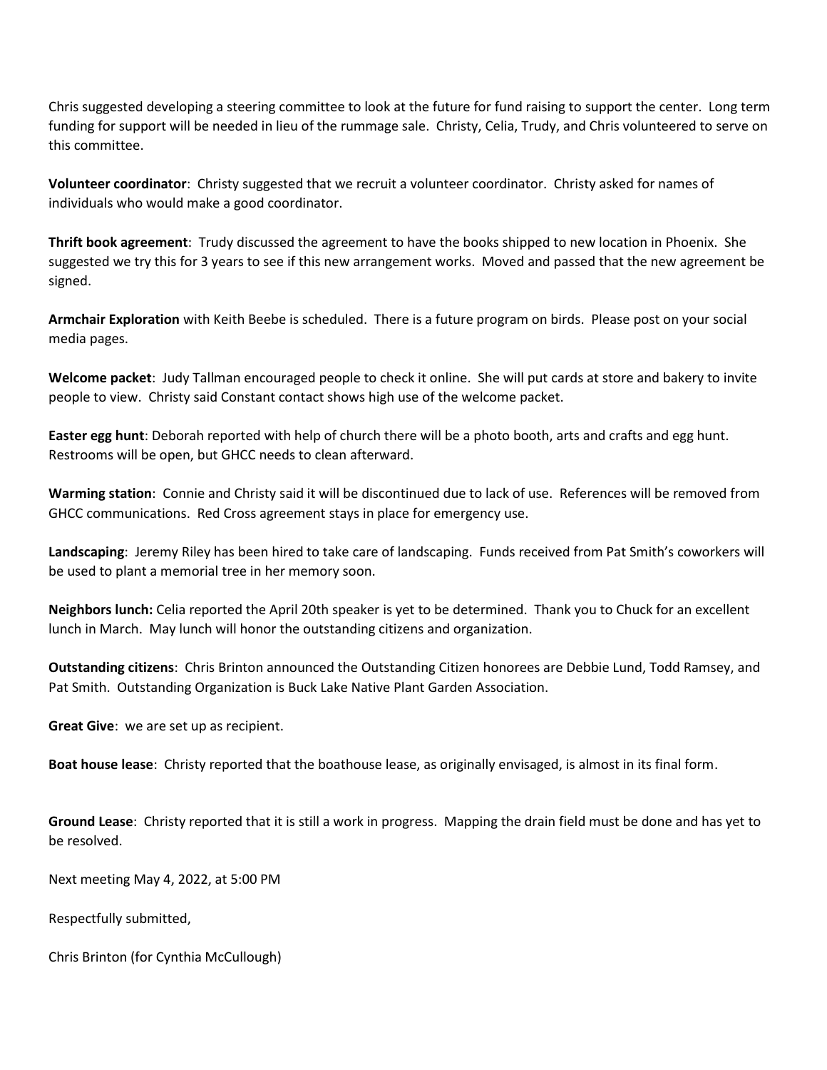Chris suggested developing a steering committee to look at the future for fund raising to support the center. Long term funding for support will be needed in lieu of the rummage sale. Christy, Celia, Trudy, and Chris volunteered to serve on this committee.

**Volunteer coordinator**: Christy suggested that we recruit a volunteer coordinator. Christy asked for names of individuals who would make a good coordinator.

**Thrift book agreement**: Trudy discussed the agreement to have the books shipped to new location in Phoenix. She suggested we try this for 3 years to see if this new arrangement works. Moved and passed that the new agreement be signed.

**Armchair Exploration** with Keith Beebe is scheduled. There is a future program on birds. Please post on your social media pages.

**Welcome packet**: Judy Tallman encouraged people to check it online. She will put cards at store and bakery to invite people to view. Christy said Constant contact shows high use of the welcome packet.

**Easter egg hunt**: Deborah reported with help of church there will be a photo booth, arts and crafts and egg hunt. Restrooms will be open, but GHCC needs to clean afterward.

**Warming station**: Connie and Christy said it will be discontinued due to lack of use. References will be removed from GHCC communications. Red Cross agreement stays in place for emergency use.

**Landscaping**: Jeremy Riley has been hired to take care of landscaping. Funds received from Pat Smith's coworkers will be used to plant a memorial tree in her memory soon.

**Neighbors lunch:** Celia reported the April 20th speaker is yet to be determined. Thank you to Chuck for an excellent lunch in March. May lunch will honor the outstanding citizens and organization.

**Outstanding citizens**: Chris Brinton announced the Outstanding Citizen honorees are Debbie Lund, Todd Ramsey, and Pat Smith. Outstanding Organization is Buck Lake Native Plant Garden Association.

**Great Give**: we are set up as recipient.

**Boat house lease**: Christy reported that the boathouse lease, as originally envisaged, is almost in its final form.

**Ground Lease**: Christy reported that it is still a work in progress. Mapping the drain field must be done and has yet to be resolved.

Next meeting May 4, 2022, at 5:00 PM

Respectfully submitted,

Chris Brinton (for Cynthia McCullough)